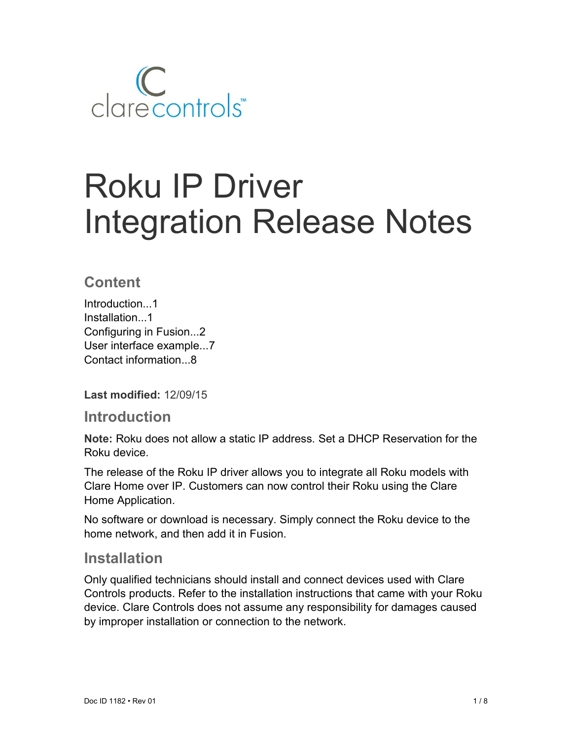clarecontrols™

# Roku IP Driver Integration Release Notes

## Content

Introduction...1
Installation...1
Configuring in Fusion...2
User interface example...7
Contact information...8

**Last modified:** 12/09/15

## Introduction

**Note:** Roku does not allow a static IP address. Set a DHCP Reservation for the Roku device.

The release of the Roku IP driver allows you to integrate all Roku models with Clare Home over IP. Customers can now control their Roku using the Clare Home Application.

No software or download is necessary. Simply connect the Roku device to the home network, and then add it in Fusion.

## Installation

Only qualified technicians should install and connect devices used with Clare Controls products. Refer to the installation instructions that came with your Roku device. Clare Controls does not assume any responsibility for damages caused by improper installation or connection to the network.

Doc ID 1182 • Rev 01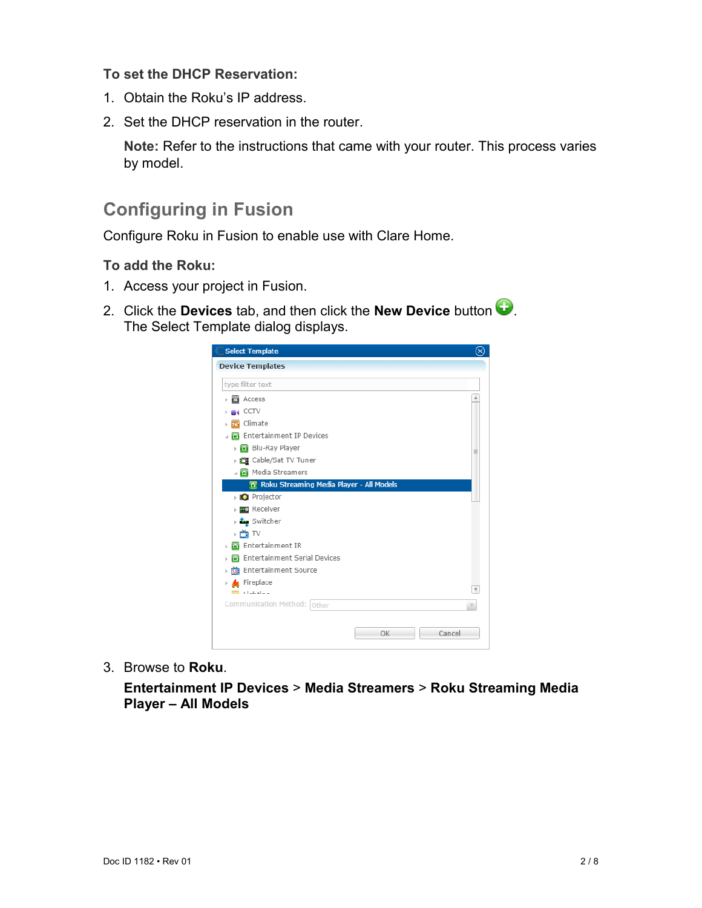**To set the DHCP Reservation:**

1. Obtain the Roku's IP address.
2. Set the DHCP reservation in the router.

   **Note:** Refer to the instructions that came with your router. This process varies by model.

## Configuring in Fusion

Configure Roku in Fusion to enable use with Clare Home.

**To add the Roku:**

1. Access your project in Fusion.
2. Click the **Devices** tab, and then click the **New Device** button.
   The Select Template dialog displays.
3. Browse to **Roku**.

   **Entertainment IP Devices** > **Media Streamers** > **Roku Streaming Media Player – All Models**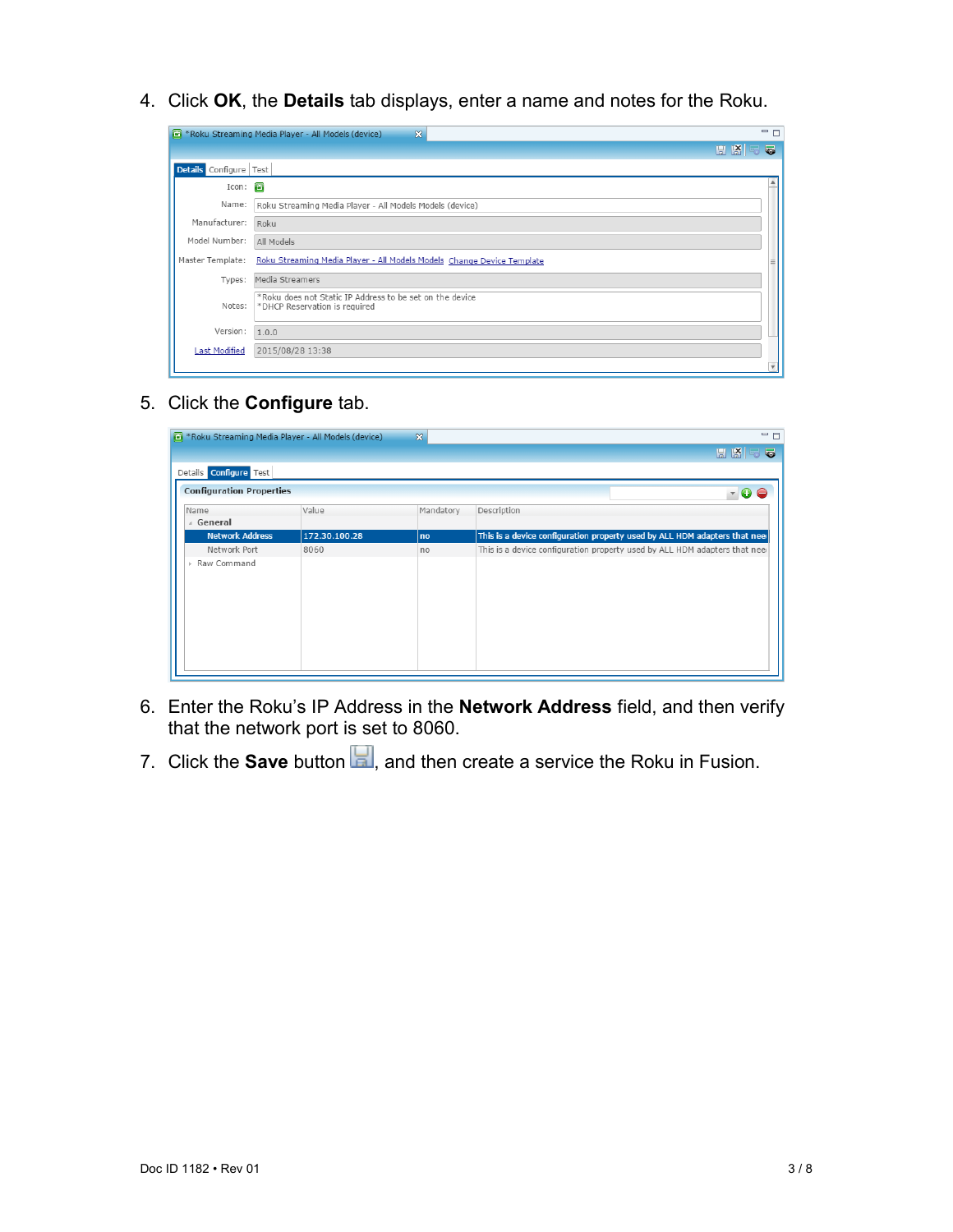4. Click **OK**, the **Details** tab displays, enter a name and notes for the Roku.

5. Click the **Configure** tab.

6. Enter the Roku's IP Address in the **Network Address** field, and then verify that the network port is set to 8060.

7. Click the **Save** button, and then create a service the Roku in Fusion.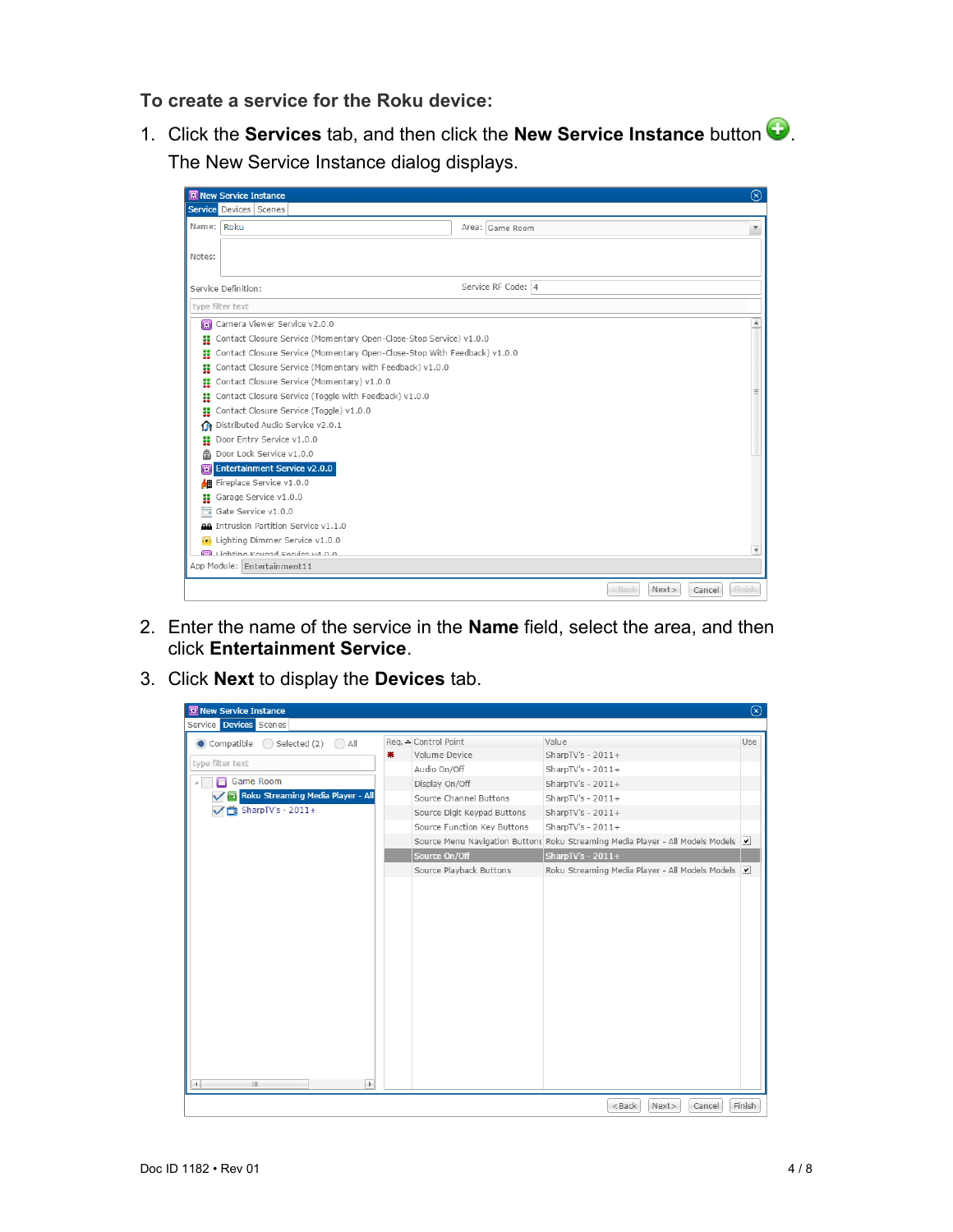**To create a service for the Roku device:**

1. Click the **Services** tab, and then click the **New Service Instance** button.
   The New Service Instance dialog displays.

2. Enter the name of the service in the **Name** field, select the area, and then click **Entertainment Service**.

3. Click **Next** to display the **Devices** tab.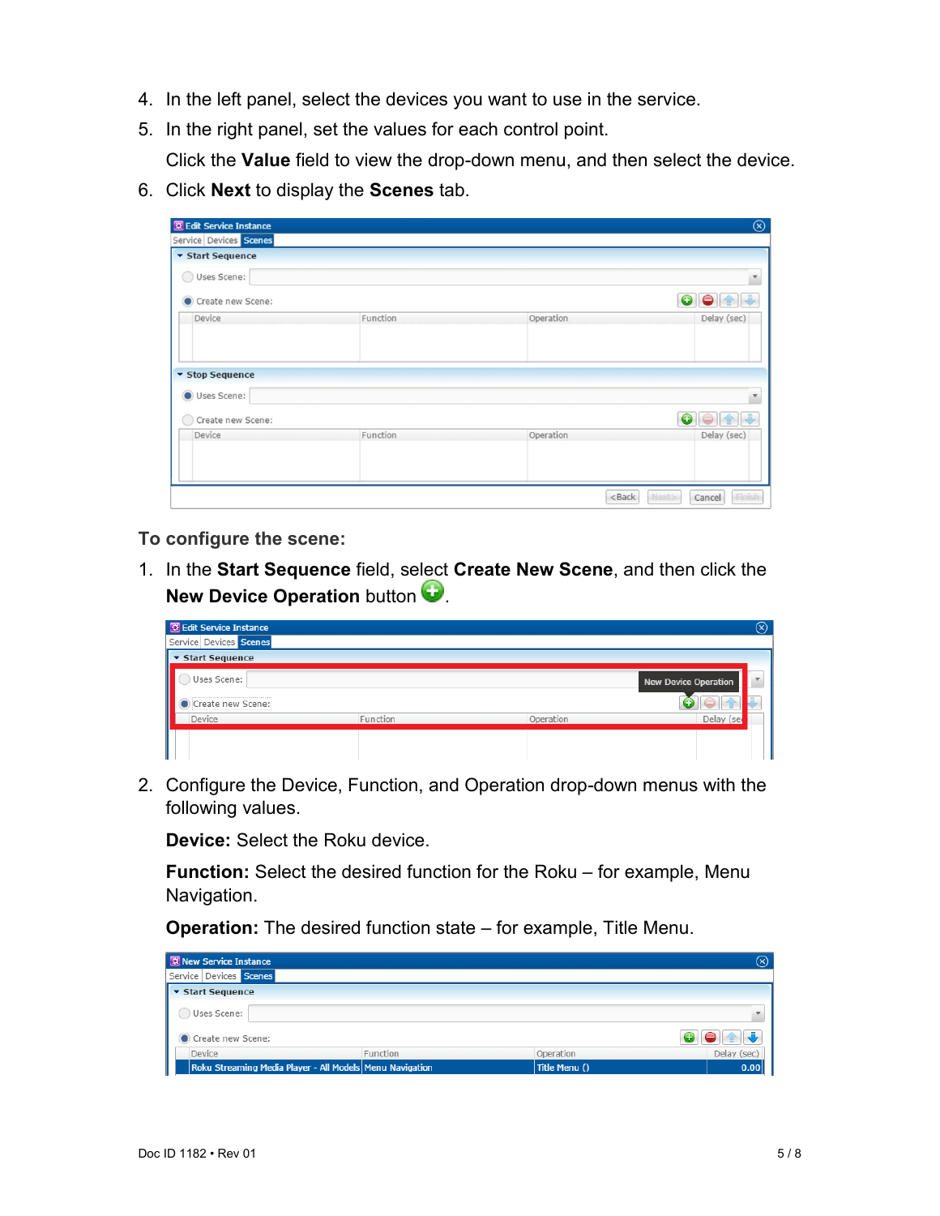4. In the left panel, select the devices you want to use in the service.
5. In the right panel, set the values for each control point.

   Click the **Value** field to view the drop-down menu, and then select the device.
6. Click **Next** to display the **Scenes** tab.

### To configure the scene:

1. In the **Start Sequence** field, select **Create New Scene**, and then click the **New Device Operation** button.
2. Configure the Device, Function, and Operation drop-down menus with the following values.

   **Device:** Select the Roku device.

   **Function:** Select the desired function for the Roku – for example, Menu Navigation.

   **Operation:** The desired function state – for example, Title Menu.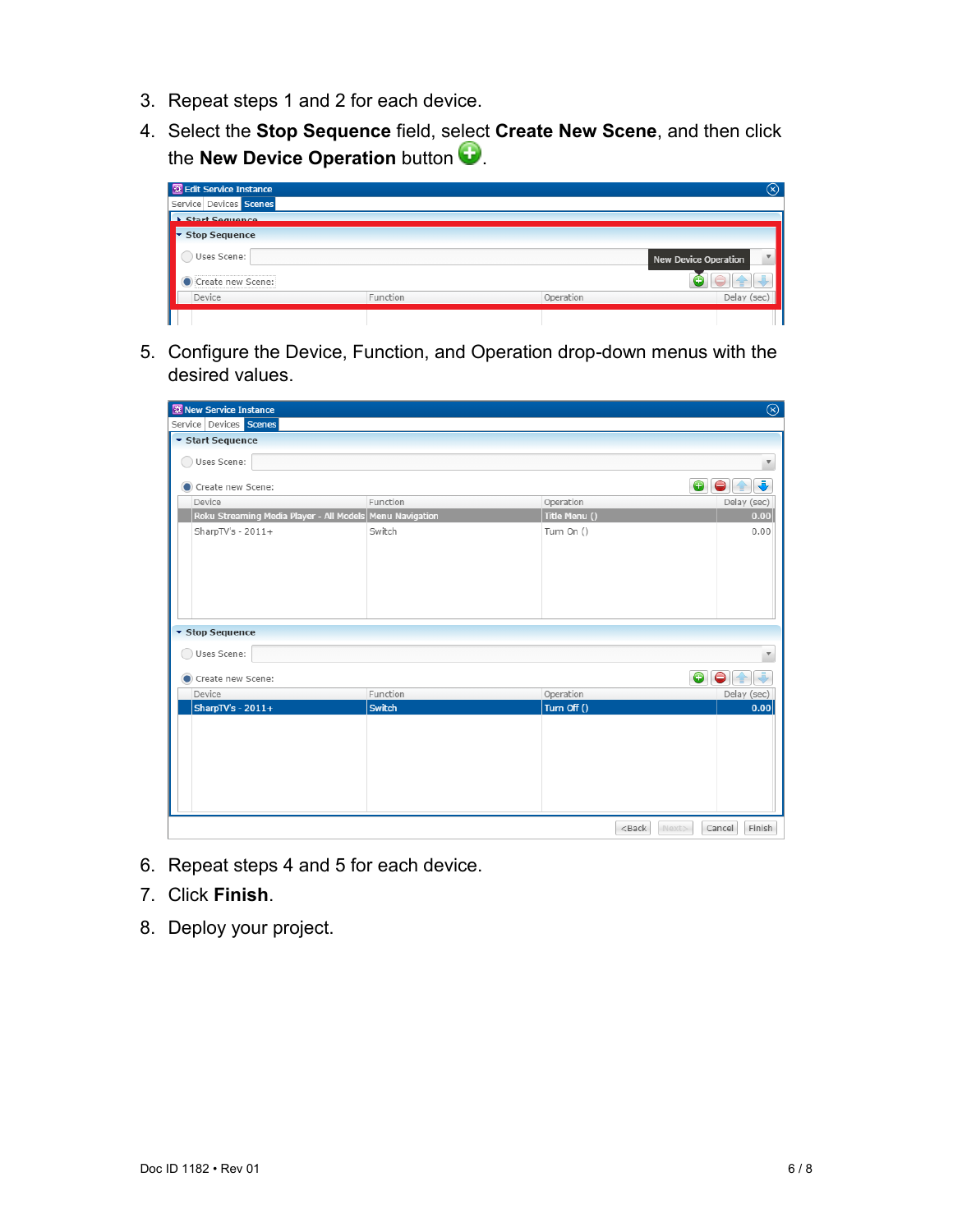3. Repeat steps 1 and 2 for each device.
4. Select the **Stop Sequence** field, select **Create New Scene**, and then click the **New Device Operation** button.

5. Configure the Device, Function, and Operation drop-down menus with the desired values.

6. Repeat steps 4 and 5 for each device.
7. Click **Finish**.
8. Deploy your project.

Doc ID 1182 • Rev 01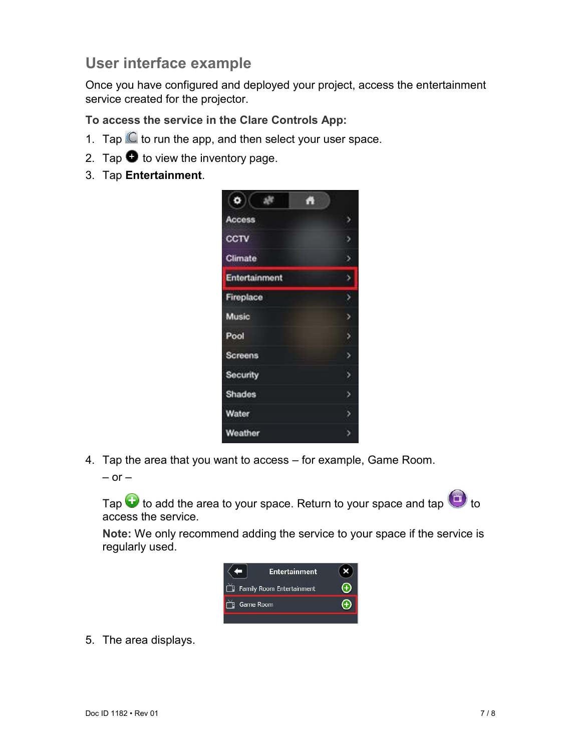## User interface example

Once you have configured and deployed your project, access the entertainment service created for the projector.

**To access the service in the Clare Controls App:**

1. Tap to run the app, and then select your user space.
2. Tap to view the inventory page.
3. Tap **Entertainment**.

4. Tap the area that you want to access – for example, Game Room.

   – or –

   Tap to add the area to your space. Return to your space and tap to access the service.

   **Note:** We only recommend adding the service to your space if the service is regularly used.

5. The area displays.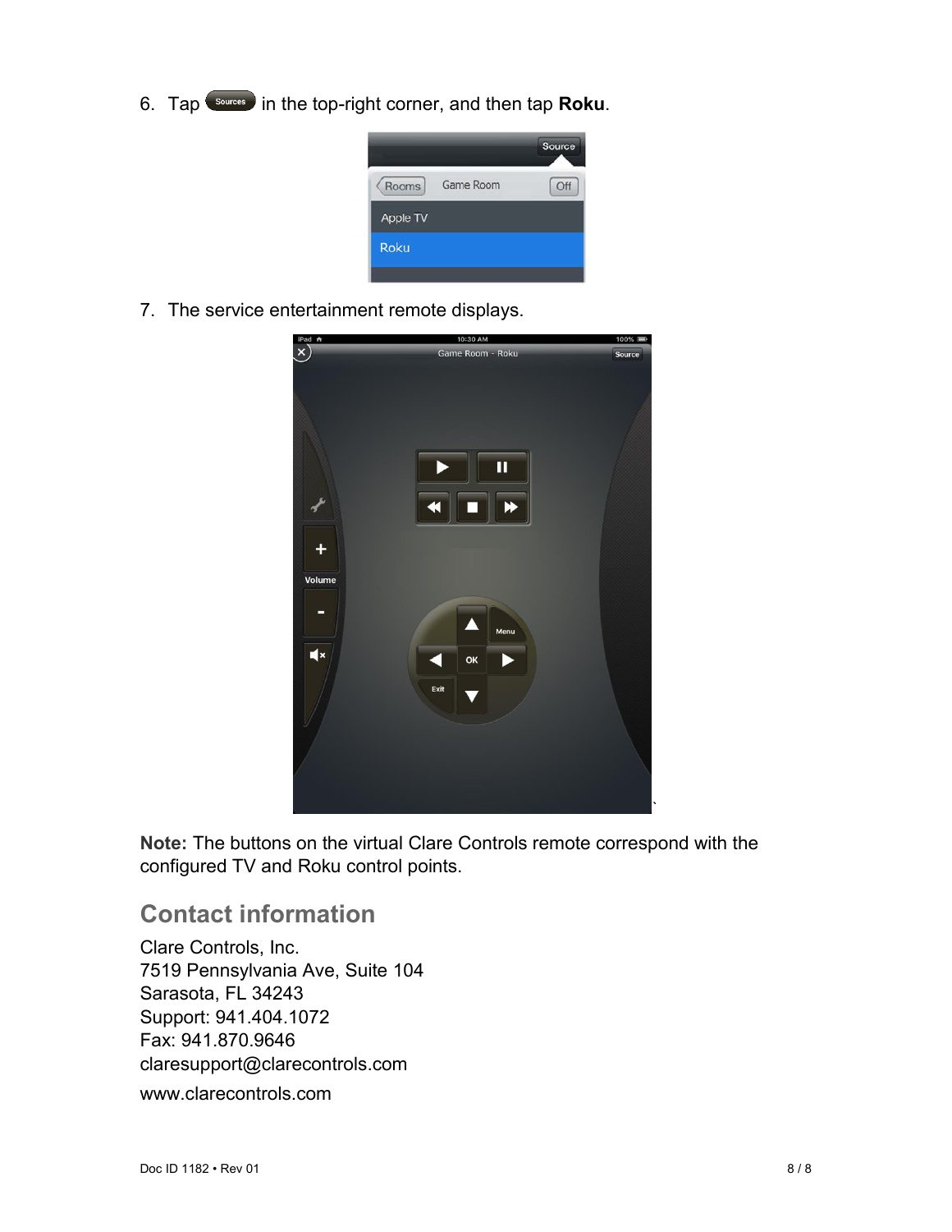6. Tap Sources in the top-right corner, and then tap **Roku**.

7. The service entertainment remote displays.

**Note:** The buttons on the virtual Clare Controls remote correspond with the configured TV and Roku control points.

## Contact information

Clare Controls, Inc.
7519 Pennsylvania Ave, Suite 104
Sarasota, FL 34243
Support: 941.404.1072
Fax: 941.870.9646
claresupport@clarecontrols.com

www.clarecontrols.com

Doc ID 1182 • Rev 01